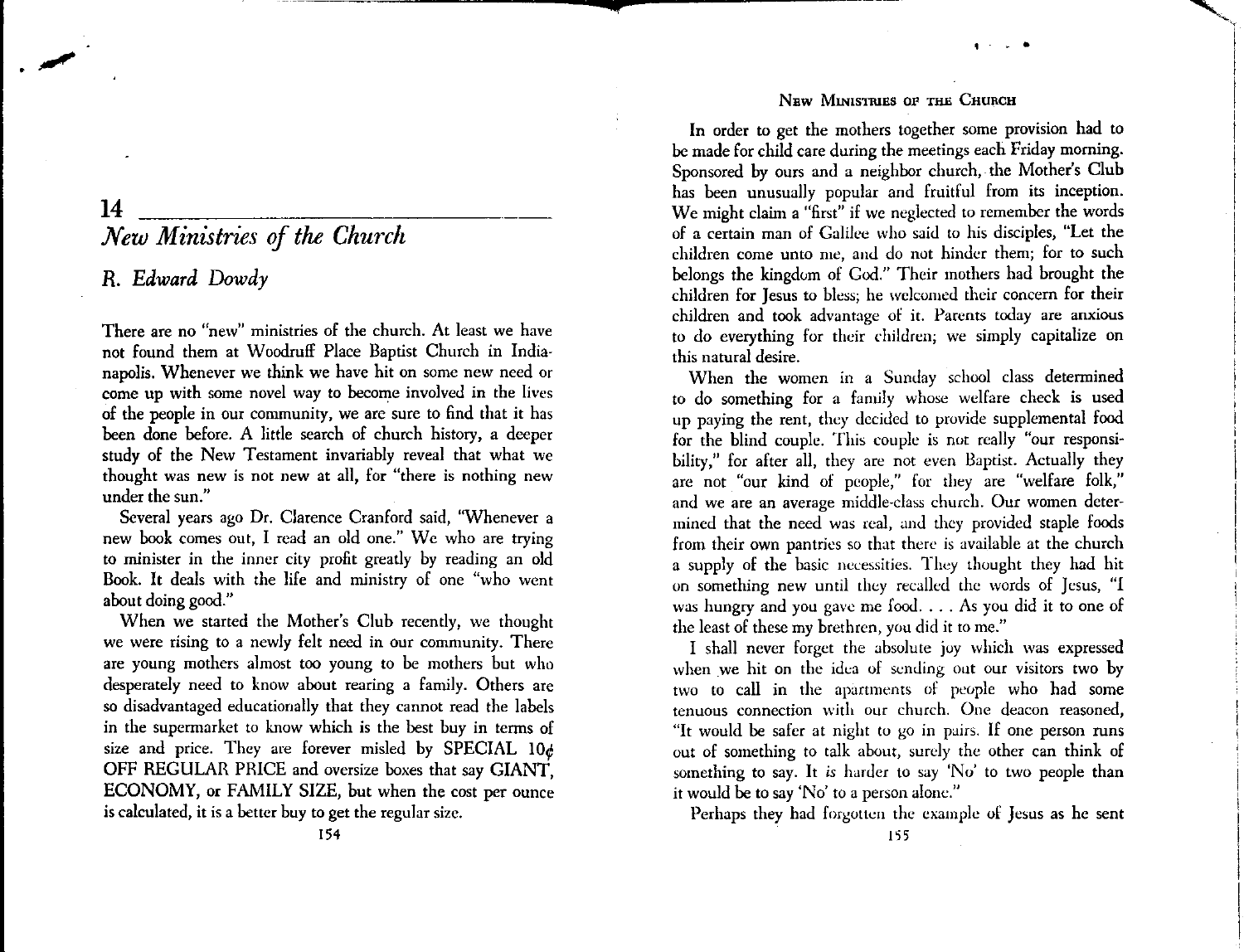# 14 New Ministries of the Church

## R. Edward Dowdy

There are no "new" ministries of the church. At least we have not found them at Woodruff Place Baptist Church in Indianapolis. Whenever we think we have hit on some new need or come up with some novel way to become involved in the lives of the people in our community, we are sure to find that it has been done before. A little search of church history, a deeper study of the New Testament invariably reveal that what we thought was new is not new at all, for "there is nothing new under the sun."

Several years ago Dr. Clarence Cranford said, "Whenever a new book comes out, I read an old one." We who are trying to minister in the inner city profit greatly by reading an old Book. It deals with the life and ministry of one "who went about doing good."

When we started the Mother's Club recently, we thought we were rising to a newly felt need in our community. There are young mothers almost too young to be mothers but who desperately need to know about rearing a family. Others are so disadvantaged educationally that they cannot read the labels in the supermarket to know which is the best buy in terms of size and price. They are forever misled by SPECIAL 10¢ OFF REGULAR PRICE and oversize boxes that say GIANT, ECONOMY, or FAMILY SIZE, but when the cost per ounce is calculated, it is a better buy to get the regular size.

In order to get the mothers together some provision had to be made for child care during the meetings each Friday morning. Sponsored by ours and a neighbor church, the Mother's Club has been unusually popular and fruitful from its inception. We might claim a "first" if we neglected to remember the words of a certain man of Galilee who said to his disciples, "Let the children come unto me, and do not hinder them; for to such belongs the kingdom of God." Their mothers had brought the children for Jesus to bless; he welcomed their concern for their children and took advantage of it. Parents today are anxious to do everything for their children; we simply capitalize on this natural desire.

When the women in a Sunday school class determined to do something for a family whose welfare check is used up paying the rent, they decided to provide supplemental food for the blind couple. This couple is not really "our responsibility," for after all, they are not even Baptist. Actually they are not "our kind of people," for they are "welfare folk," and we are an average middle-class church. Our women determined that the need was real, and they provided staple foods from their own pantries so that there is available at the church a supply of the basic necessities. They thought they had hit on something new until they recalled the words of Jesus, "I was hungry and you gave me food. . . . As you did it to one of the least of these my brethren, you did it to me."

I shall never forget the absolute joy which was expressed when we hit on the idea of sending out our visitors two by two to call in the apartments of people who had some tenuous connection with our church. One deacon reasoned, "It would be safer at night to go in pairs. If one person runs out of something to talk about, surely the other can think of something to say. It *is* harder to say 'No' to two people than it would be to say 'No' to a person alone."

Perhaps they had forgotten the example of Jesus as he sent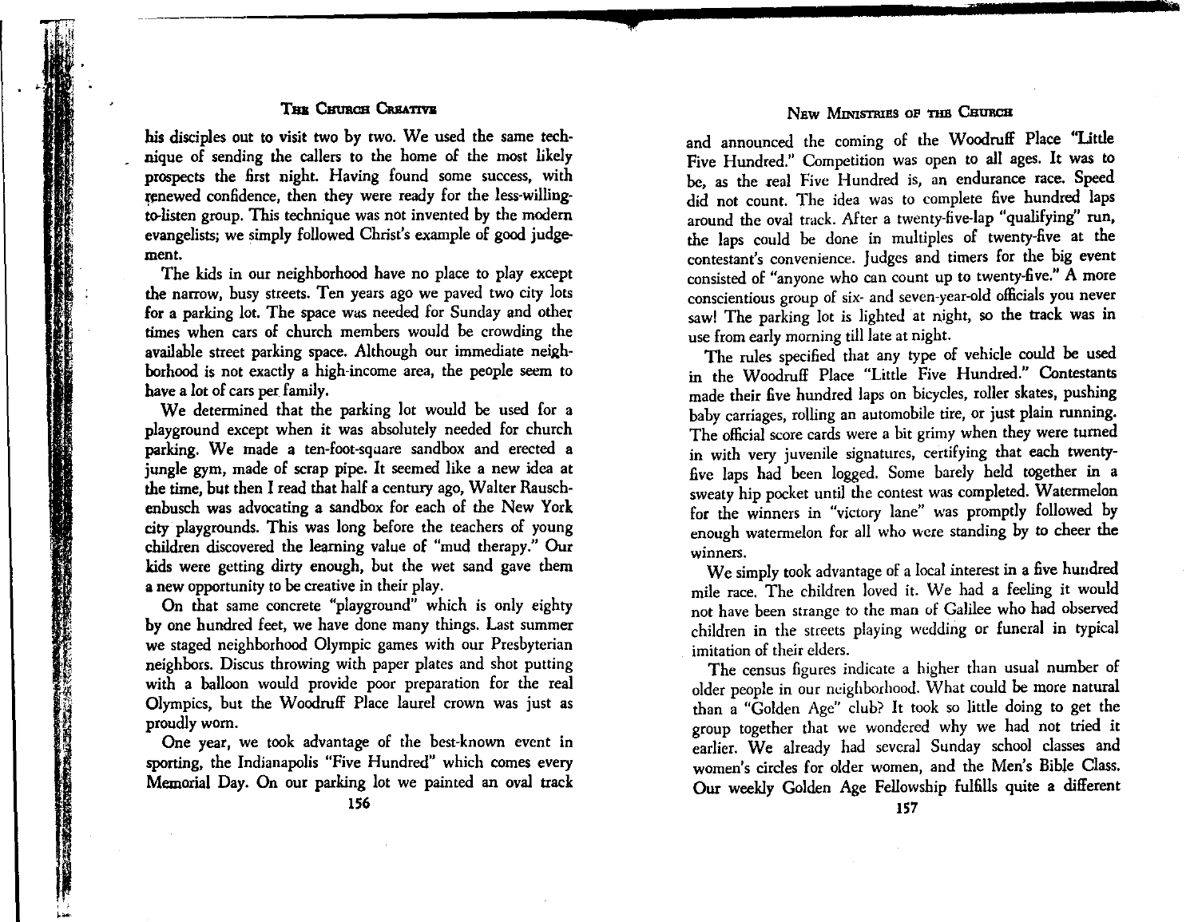his disciples out to visit two by two. We used the same technique of sending the callers to the home of the most likely prospects the first night. Having found some success, with renewed confidence, then they were ready for the less-willing-to-listen group. This technique was not invented by the modern evangelists; we simply followed Christ's example of good judgement.

The kids in our neighborhood have no place to play except the narrow, busy streets. Ten years ago we paved two city lots for a parking lot. The space was needed for Sunday and other times when cars of church members would be crowding the available street parking space. Although our immediate neighborhood is not exactly a high-income area, the people seem to have a lot of cars per family.

We determined that the parking lot would be used for a playground except when it was absolutely needed for church parking. We made a ten-foot-square sandbox and erected a jungle gym, made of scrap pipe. It seemed like a new idea at the time, but then I read that half a century ago, Walter Rauschenbusch was advocating a sandbox for each of the New York city playgrounds. This was long before the teachers of young children discovered the learning value of "mud therapy." Our kids were getting dirty enough, but the wet sand gave them a new opportunity to be creative in their play.

On that same concrete "playground" which is only eighty by one hundred feet, we have done many things. Last summer we staged neighborhood Olympic games with our Presbyterian neighbors. Discus throwing with paper plates and shot putting with a balloon would provide poor preparation for the real Olympics, but the Woodruff Place laurel crown was just as proudly worn.

One year, we took advantage of the best-known event in sporting, the Indianapolis "Five Hundred" which comes every Memorial Day. On our parking lot we painted an oval track and announced the coming of the Woodruff Place "Little Five Hundred." Competition was open to all ages. It was to be, as the real Five Hundred is, an endurance race. Speed did not count. The idea was to complete five hundred laps around the oval track. After a twenty-five-lap "qualifying" run, the laps could be done in multiples of twenty-five at the contestant's convenience. Judges and timers for the big event consisted of "anyone who can count up to twenty-five." A more conscientious group of six- and seven-year-old officials you never saw! The parking lot is lighted at night, so the track was in use from early morning till late at night.

The rules specified that any type of vehicle could be used in the Woodruff Place "Little Five Hundred." Contestants made their five hundred laps on bicycles, roller skates, pushing baby carriages, rolling an automobile tire, or just plain running. The official score cards were a bit grimy when they were turned in with very juvenile signatures, certifying that each twenty-five laps had been logged. Some barely held together in a sweaty hip pocket until the contest was completed. Watermelon for the winners in "victory lane" was promptly followed by enough watermelon for all who were standing by to cheer the winners.

We simply took advantage of a local interest in a five hundred mile race. The children loved it. We had a feeling it would not have been strange to the man of Galilee who had observed children in the streets playing wedding or funeral in typical imitation of their elders.

The census figures indicate a higher than usual number of older people in our neighborhood. What could be more natural than a "Golden Age" club? It took so little doing to get the group together that we wondered why we had not tried it earlier. We already had several Sunday school classes and women's circles for older women, and the Men's Bible Class. Our weekly Golden Age Fellowship fulfills quite a different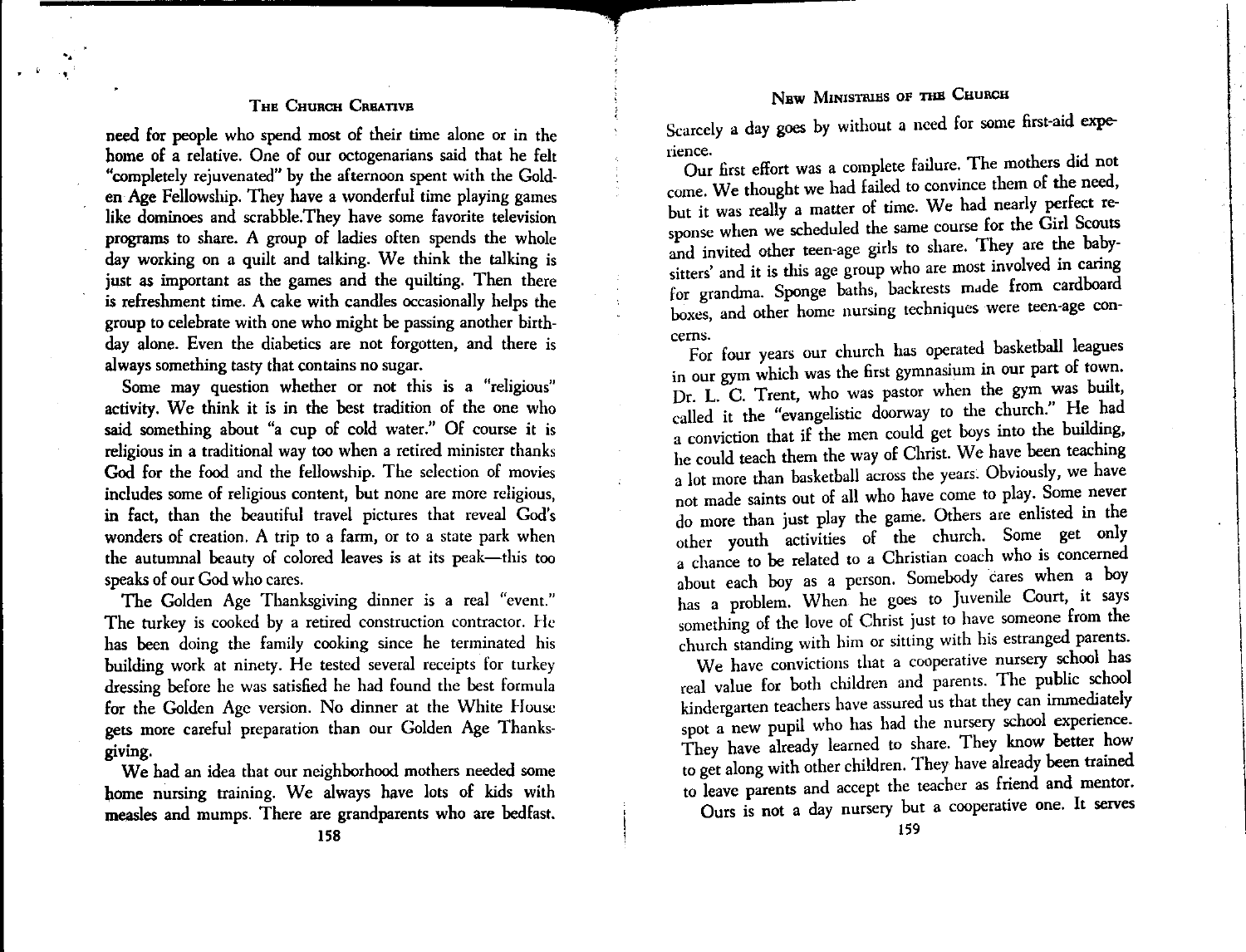need for people who spend most of their time alone or in the home of a relative. One of our octogenarians said that he felt "completely rejuvenated" by the afternoon spent with the Golden Age Fellowship. They have a wonderful time playing games like dominoes and scrabble.They have some favorite television programs to share. A group of ladies often spends the whole day working on a quilt and talking. We think the talking is just as important as the games and the quilting. Then there is refreshment time. A cake with candles occasionally helps the group to celebrate with one who might be passing another birthday alone. Even the diabetics are not forgotten, and there is always something tasty that contains no sugar.

Some may question whether or not this is a "religious" activity. We think it is in the best tradition of the one who said something about "a cup of cold water." Of course it is religious in a traditional way too when a retired minister thanks God for the food and the fellowship. The selection of movies includes some of religious content, but none are more religious, in fact, than the beautiful travel pictures that reveal God's wonders of creation. A trip to a farm, or to a state park when the autumnal beauty of colored leaves is at its peak—this too speaks of our God who cares.

The Golden Age Thanksgiving dinner is a real "event." The turkey is cooked by a retired construction contractor. He has been doing the family cooking since he terminated his building work at ninety. He tested several receipts for turkey dressing before he was satisfied he had found the best formula for the Golden Age version. No dinner at the White House gets more careful preparation than our Golden Age Thanksgiving.

We had an idea that our neighborhood mothers needed some home nursing training. We always have lots of kids with measles and mumps. There are grandparents who are bedfast. Scarcely a day goes by without a need for some first-aid experience.

Our first effort was a complete failure. The mothers did not come. We thought we had failed to convince them of the need, but it was really a matter of time. We had nearly perfect response when we scheduled the same course for the Girl Scouts and invited other teen-age girls to share. They are the babysitters' and it is this age group who are most involved in caring for grandma. Sponge baths, backrests made from cardboard boxes, and other home nursing techniques were teen-age concerns.

For four years our church has operated basketball leagues in our gym which was the first gymnasium in our part of town. Dr. L. C. Trent, who was pastor when the gym was built, called it the "evangelistic doorway to the church." He had a conviction that if the men could get boys into the building, he could teach them the way of Christ. We have been teaching a lot more than basketball across the years. Obviously, we have not made saints out of all who have come to play. Some never do more than just play the game. Others are enlisted in the other youth activities of the church. Some get only a chance to be related to a Christian coach who is concerned about each boy as a person. Somebody cares when a boy has a problem. When he goes to Juvenile Court, it says something of the love of Christ just to have someone from the church standing with him or sitting with his estranged parents.

We have convictions that a cooperative nursery school has real value for both children and parents. The public school kindergarten teachers have assured us that they can immediately spot a new pupil who has had the nursery school experience. They have already learned to share. They know better how to get along with other children. They have already been trained to leave parents and accept the teacher as friend and mentor.

Ours is not a day nursery but a cooperative one. It serves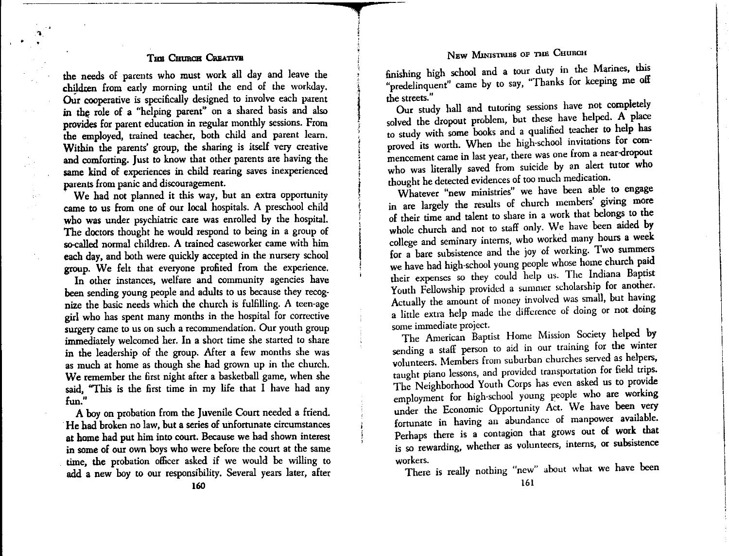the needs of parents who must work all day and leave the children from early morning until the end of the workday. Our cooperative is specifically designed to involve each parent in the role of a "helping parent" on a shared basis and also provides for parent education in regular monthly sessions. From the employed, trained teacher, both child and parent learn. Within the parents' group, the sharing is itself very creative and comforting. Just to know that other parents are having the same kind of experiences in child rearing saves inexperienced parents from panic and discouragement.

We had not planned it this way, but an extra opportunity came to us from one of our local hospitals. A preschool child who was under psychiatric care was enrolled by the hospital. The doctors thought he would respond to being in a group of so-called normal children. A trained caseworker came with him each day, and both were quickly accepted in the nursery school group. We felt that everyone profited from the experience.

In other instances, welfare and community agencies have been sending young people and adults to us because they recognize the basic needs which the church is fulfilling. A teen-age girl who has spent many months in the hospital for corrective surgery came to us on such a recommendation. Our youth group immediately welcomed her. In a short time she started to share in the leadership of the group. After a few months she was as much at home as though she had grown up in the church. We remember the first night after a basketball game, when she said, "This is the first time in my life that I have had any fun."

A boy on probation from the Juvenile Court needed a friend. He had broken no law, but a series of unfortunate circumstances at home had put him into court. Because we had shown interest in some of our own boys who were before the court at the same time, the probation officer asked if we would be willing to add a new boy to our responsibility. Several years later, after finishing high school and a tour duty in the Marines, this "predelinquent" came by to say, "Thanks for keeping me off the streets."

Our study hall and tutoring sessions have not completely solved the dropout problem, but these have helped. A place to study with some books and a qualified teacher to help has proved its worth. When the high-school invitations for commencement came in last year, there was one from a near-dropout who was literally saved from suicide by an alert tutor who thought he detected evidences of too much medication.

Whatever "new ministries" we have been able to engage in are largely the results of church members' giving more of their time and talent to share in a work that belongs to the whole church and not to staff only. We have been aided by college and seminary interns, who worked many hours a week for a bare subsistence and the joy of working. Two summers we have had high-school young people whose home church paid their expenses so they could help us. The Indiana Baptist Youth Fellowship provided a summer scholarship for another. Actually the amount of money involved was small, but having a little extra help made the difference of doing or not doing some immediate project.

The American Baptist Home Mission Society helped by sending a staff person to aid in our training for the winter volunteers. Members from suburban churches served as helpers, taught piano lessons, and provided transportation for field trips. The Neighborhood Youth Corps has even asked us to provide employment for high-school young people who are working under the Economic Opportunity Act. We have been very fortunate in having an abundance of manpower available. Perhaps there is a contagion that grows out of work that is so rewarding, whether as volunteers, interns, or subsistence workers.

There is really nothing "new" about what we have been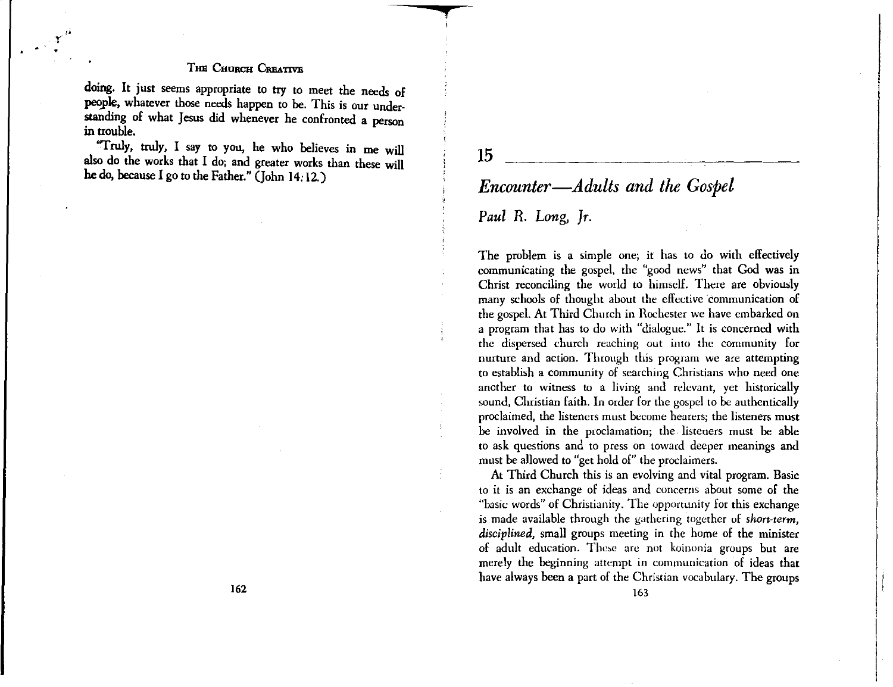doing. It just seems appropriate to try to meet the needs of people, whatever those needs happen to be. This is our understanding of what Jesus did whenever he confronted a person in trouble.

"Truly, truly, I say to you, he who believes in me will also do the works that I do; and greater works than these will he do, because I go to the Father." (John 14:12.)

# 15

## *Encounter—Adults and the Gospel*

### *Paul R. Long, Jr.*

The problem is a simple one; it has to do with effectively communicating the gospel, the "good news" that God was in Christ reconciling the world to himself. There are obviously many schools of thought about the effective communication of the gospel. At Third Church in Rochester we have embarked on a program that has to do with "dialogue." It is concerned with the dispersed church reaching out into the community for nurture and action. Through this program we are attempting to establish a community of searching Christians who need one another to witness to a living and relevant, yet historically sound, Christian faith. In order for the gospel to be authentically proclaimed, the listeners must become hearers; the listeners must be involved in the proclamation; the listeners must be able to ask questions and to press on toward deeper meanings and must be allowed to "get hold of" the proclaimers.

At Third Church this is an evolving and vital program. Basic to it is an exchange of ideas and concerns about some of the "basic words" of Christianity. The opportunity for this exchange is made available through the gathering together of *short-term, disciplined,* small groups meeting in the home of the minister of adult education. These are not koinonia groups but are merely the beginning attempt in communication of ideas that have always been a part of the Christian vocabulary. The groups